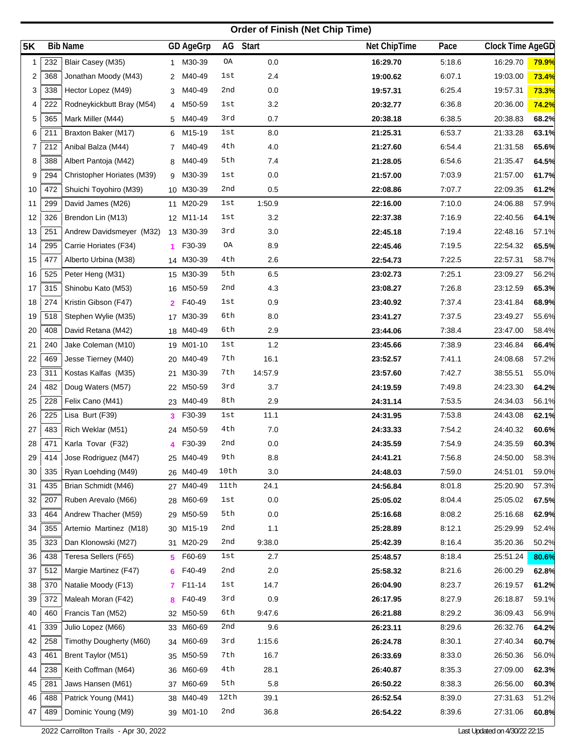## Order of Finish (Net Chip Time)

| 5K | Bib | Name | GD | AgeGrp | AG | Start | Net ChipTime | Pace | Clock Time | AgeGD |
|---|---|---|---|---|---|---|---|---|---|---|
| 1 | 232 | Blair Casey (M35) | 1 | M30-39 | OA | 0.0 | **16:29.70** | 5:18.6 | 16:29.70 | **79.9%** |
| 2 | 368 | Jonathan Moody (M43) | 2 | M40-49 | 1st | 2.4 | **19:00.62** | 6:07.1 | 19:03.00 | **73.4%** |
| 3 | 338 | Hector Lopez (M49) | 3 | M40-49 | 2nd | 0.0 | **19:57.31** | 6:25.4 | 19:57.31 | **73.3%** |
| 4 | 222 | Rodneykickbutt Bray (M54) | 4 | M50-59 | 1st | 3.2 | **20:32.77** | 6:36.8 | 20:36.00 | **74.2%** |
| 5 | 365 | Mark Miller (M44) | 5 | M40-49 | 3rd | 0.7 | **20:38.18** | 6:38.5 | 20:38.83 | **68.2%** |
| 6 | 211 | Braxton Baker (M17) | 6 | M15-19 | 1st | 8.0 | **21:25.31** | 6:53.7 | 21:33.28 | **63.1%** |
| 7 | 212 | Anibal Balza (M44) | 7 | M40-49 | 4th | 4.0 | **21:27.60** | 6:54.4 | 21:31.58 | **65.6%** |
| 8 | 388 | Albert Pantoja (M42) | 8 | M40-49 | 5th | 7.4 | **21:28.05** | 6:54.6 | 21:35.47 | **64.5%** |
| 9 | 294 | Christopher Horiates (M39) | 9 | M30-39 | 1st | 0.0 | **21:57.00** | 7:03.9 | 21:57.00 | **61.7%** |
| 10 | 472 | Shuichi Toyohiro (M39) | 10 | M30-39 | 2nd | 0.5 | **22:08.86** | 7:07.7 | 22:09.35 | **61.2%** |
| 11 | 299 | David James (M26) | 11 | M20-29 | 1st | 1:50.9 | **22:16.00** | 7:10.0 | 24:06.88 | 57.9% |
| 12 | 326 | Brendon Lin (M13) | 12 | M11-14 | 1st | 3.2 | **22:37.38** | 7:16.9 | 22:40.56 | **64.1%** |
| 13 | 251 | Andrew Davidsmeyer (M32) | 13 | M30-39 | 3rd | 3.0 | **22:45.18** | 7:19.4 | 22:48.16 | 57.1% |
| 14 | 295 | Carrie Horiates (F34) | 1 | F30-39 | OA | 8.9 | **22:45.46** | 7:19.5 | 22:54.32 | **65.5%** |
| 15 | 477 | Alberto Urbina (M38) | 14 | M30-39 | 4th | 2.6 | **22:54.73** | 7:22.5 | 22:57.31 | 58.7% |
| 16 | 525 | Peter Heng (M31) | 15 | M30-39 | 5th | 6.5 | **23:02.73** | 7:25.1 | 23:09.27 | 56.2% |
| 17 | 315 | Shinobu Kato (M53) | 16 | M50-59 | 2nd | 4.3 | **23:08.27** | 7:26.8 | 23:12.59 | **65.3%** |
| 18 | 274 | Kristin Gibson (F47) | 2 | F40-49 | 1st | 0.9 | **23:40.92** | 7:37.4 | 23:41.84 | **68.9%** |
| 19 | 518 | Stephen Wylie (M35) | 17 | M30-39 | 6th | 8.0 | **23:41.27** | 7:37.5 | 23:49.27 | 55.6% |
| 20 | 408 | David Retana (M42) | 18 | M40-49 | 6th | 2.9 | **23:44.06** | 7:38.4 | 23:47.00 | 58.4% |
| 21 | 240 | Jake Coleman (M10) | 19 | M01-10 | 1st | 1.2 | **23:45.66** | 7:38.9 | 23:46.84 | **66.4%** |
| 22 | 469 | Jesse Tierney (M40) | 20 | M40-49 | 7th | 16.1 | **23:52.57** | 7:41.1 | 24:08.68 | 57.2% |
| 23 | 311 | Kostas Kalfas (M35) | 21 | M30-39 | 7th | 14:57.9 | **23:57.60** | 7:42.7 | 38:55.51 | 55.0% |
| 24 | 482 | Doug Waters (M57) | 22 | M50-59 | 3rd | 3.7 | **24:19.59** | 7:49.8 | 24:23.30 | **64.2%** |
| 25 | 228 | Felix Cano (M41) | 23 | M40-49 | 8th | 2.9 | **24:31.14** | 7:53.5 | 24:34.03 | 56.1% |
| 26 | 225 | Lisa Burt (F39) | 3 | F30-39 | 1st | 11.1 | **24:31.95** | 7:53.8 | 24:43.08 | **62.1%** |
| 27 | 483 | Rich Weklar (M51) | 24 | M50-59 | 4th | 7.0 | **24:33.33** | 7:54.2 | 24:40.32 | **60.6%** |
| 28 | 471 | Karla Tovar (F32) | 4 | F30-39 | 2nd | 0.0 | **24:35.59** | 7:54.9 | 24:35.59 | **60.3%** |
| 29 | 414 | Jose Rodriguez (M47) | 25 | M40-49 | 9th | 8.8 | **24:41.21** | 7:56.8 | 24:50.00 | 58.3% |
| 30 | 335 | Ryan Loehding (M49) | 26 | M40-49 | 10th | 3.0 | **24:48.03** | 7:59.0 | 24:51.01 | 59.0% |
| 31 | 435 | Brian Schmidt (M46) | 27 | M40-49 | 11th | 24.1 | **24:56.84** | 8:01.8 | 25:20.90 | 57.3% |
| 32 | 207 | Ruben Arevalo (M66) | 28 | M60-69 | 1st | 0.0 | **25:05.02** | 8:04.4 | 25:05.02 | **67.5%** |
| 33 | 464 | Andrew Thacher (M59) | 29 | M50-59 | 5th | 0.0 | **25:16.68** | 8:08.2 | 25:16.68 | **62.9%** |
| 34 | 355 | Artemio Martinez (M18) | 30 | M15-19 | 2nd | 1.1 | **25:28.89** | 8:12.1 | 25:29.99 | 52.4% |
| 35 | 323 | Dan Klonowski (M27) | 31 | M20-29 | 2nd | 9:38.0 | **25:42.39** | 8:16.4 | 35:20.36 | 50.2% |
| 36 | 438 | Teresa Sellers (F65) | 5 | F60-69 | 1st | 2.7 | **25:48.57** | 8:18.4 | 25:51.24 | **80.6%** |
| 37 | 512 | Margie Martinez (F47) | 6 | F40-49 | 2nd | 2.0 | **25:58.32** | 8:21.6 | 26:00.29 | **62.8%** |
| 38 | 370 | Natalie Moody (F13) | 7 | F11-14 | 1st | 14.7 | **26:04.90** | 8:23.7 | 26:19.57 | **61.2%** |
| 39 | 372 | Maleah Moran (F42) | 8 | F40-49 | 3rd | 0.9 | **26:17.95** | 8:27.9 | 26:18.87 | 59.1% |
| 40 | 460 | Francis Tan (M52) | 32 | M50-59 | 6th | 9:47.6 | **26:21.88** | 8:29.2 | 36:09.43 | 56.9% |
| 41 | 339 | Julio Lopez (M66) | 33 | M60-69 | 2nd | 9.6 | **26:23.11** | 8:29.6 | 26:32.76 | **64.2%** |
| 42 | 258 | Timothy Dougherty (M60) | 34 | M60-69 | 3rd | 1:15.6 | **26:24.78** | 8:30.1 | 27:40.34 | **60.7%** |
| 43 | 461 | Brent Taylor (M51) | 35 | M50-59 | 7th | 16.7 | **26:33.69** | 8:33.0 | 26:50.36 | 56.0% |
| 44 | 238 | Keith Coffman (M64) | 36 | M60-69 | 4th | 28.1 | **26:40.87** | 8:35.3 | 27:09.00 | **62.3%** |
| 45 | 281 | Jaws Hansen (M61) | 37 | M60-69 | 5th | 5.8 | **26:50.22** | 8:38.3 | 26:56.00 | **60.3%** |
| 46 | 488 | Patrick Young (M41) | 38 | M40-49 | 12th | 39.1 | **26:52.54** | 8:39.0 | 27:31.63 | 51.2% |
| 47 | 489 | Dominic Young (M9) | 39 | M01-10 | 2nd | 36.8 | **26:54.22** | 8:39.6 | 27:31.06 | **60.8%** |

2022 Carrollton Trails - Apr 30, 2022

Last Updated on 4/30/22 22:15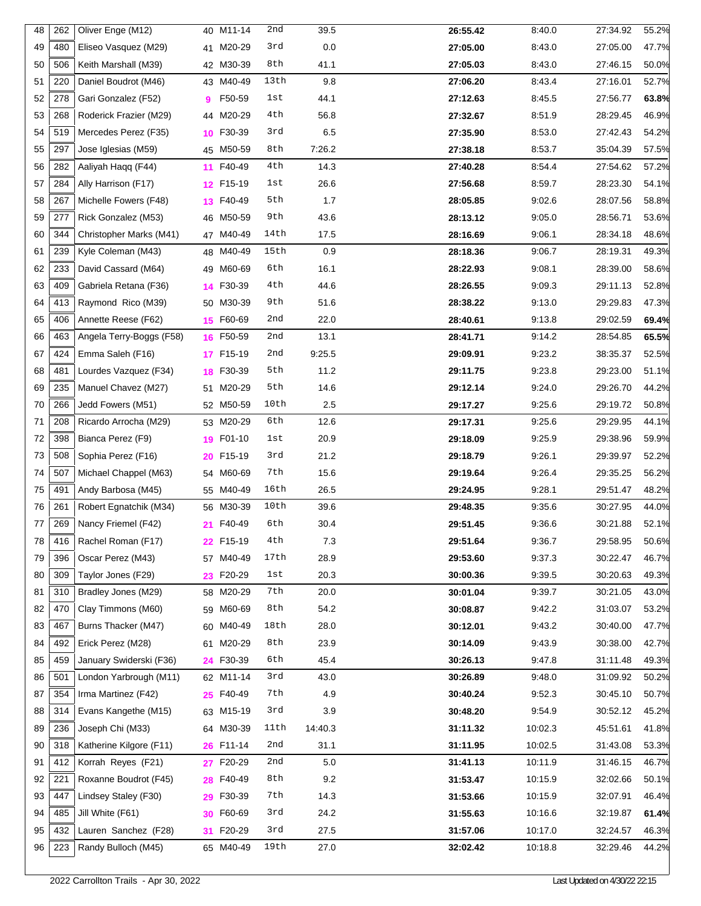| | | | | | | | | | | |
|---|---|---|---|---|---|---|---|---|---|---|
| 48 | 262 | Oliver Enge (M12) | 40 | M11-14 | 2nd | 39.5 | **26:55.42** | 8:40.0 | 27:34.92 | 55.2% |
| 49 | 480 | Eliseo Vasquez (M29) | 41 | M20-29 | 3rd | 0.0 | **27:05.00** | 8:43.0 | 27:05.00 | 47.7% |
| 50 | 506 | Keith Marshall (M39) | 42 | M30-39 | 8th | 41.1 | **27:05.03** | 8:43.0 | 27:46.15 | 50.0% |
| 51 | 220 | Daniel Boudrot (M46) | 43 | M40-49 | 13th | 9.8 | **27:06.20** | 8:43.4 | 27:16.01 | 52.7% |
| 52 | 278 | Gari Gonzalez (F52) | 9 | F50-59 | 1st | 44.1 | **27:12.63** | 8:45.5 | 27:56.77 | **63.8%** |
| 53 | 268 | Roderick Frazier (M29) | 44 | M20-29 | 4th | 56.8 | **27:32.67** | 8:51.9 | 28:29.45 | 46.9% |
| 54 | 519 | Mercedes Perez (F35) | 10 | F30-39 | 3rd | 6.5 | **27:35.90** | 8:53.0 | 27:42.43 | 54.2% |
| 55 | 297 | Jose Iglesias (M59) | 45 | M50-59 | 8th | 7:26.2 | **27:38.18** | 8:53.7 | 35:04.39 | 57.5% |
| 56 | 282 | Aaliyah Haqq (F44) | 11 | F40-49 | 4th | 14.3 | **27:40.28** | 8:54.4 | 27:54.62 | 57.2% |
| 57 | 284 | Ally Harrison (F17) | 12 | F15-19 | 1st | 26.6 | **27:56.68** | 8:59.7 | 28:23.30 | 54.1% |
| 58 | 267 | Michelle Fowers (F48) | 13 | F40-49 | 5th | 1.7 | **28:05.85** | 9:02.6 | 28:07.56 | 58.8% |
| 59 | 277 | Rick Gonzalez (M53) | 46 | M50-59 | 9th | 43.6 | **28:13.12** | 9:05.0 | 28:56.71 | 53.6% |
| 60 | 344 | Christopher Marks (M41) | 47 | M40-49 | 14th | 17.5 | **28:16.69** | 9:06.1 | 28:34.18 | 48.6% |
| 61 | 239 | Kyle Coleman (M43) | 48 | M40-49 | 15th | 0.9 | **28:18.36** | 9:06.7 | 28:19.31 | 49.3% |
| 62 | 233 | David Cassard (M64) | 49 | M60-69 | 6th | 16.1 | **28:22.93** | 9:08.1 | 28:39.00 | 58.6% |
| 63 | 409 | Gabriela Retana (F36) | 14 | F30-39 | 4th | 44.6 | **28:26.55** | 9:09.3 | 29:11.13 | 52.8% |
| 64 | 413 | Raymond Rico (M39) | 50 | M30-39 | 9th | 51.6 | **28:38.22** | 9:13.0 | 29:29.83 | 47.3% |
| 65 | 406 | Annette Reese (F62) | 15 | F60-69 | 2nd | 22.0 | **28:40.61** | 9:13.8 | 29:02.59 | **69.4%** |
| 66 | 463 | Angela Terry-Boggs (F58) | 16 | F50-59 | 2nd | 13.1 | **28:41.71** | 9:14.2 | 28:54.85 | **65.5%** |
| 67 | 424 | Emma Saleh (F16) | 17 | F15-19 | 2nd | 9:25.5 | **29:09.91** | 9:23.2 | 38:35.37 | 52.5% |
| 68 | 481 | Lourdes Vazquez (F34) | 18 | F30-39 | 5th | 11.2 | **29:11.75** | 9:23.8 | 29:23.00 | 51.1% |
| 69 | 235 | Manuel Chavez (M27) | 51 | M20-29 | 5th | 14.6 | **29:12.14** | 9:24.0 | 29:26.70 | 44.2% |
| 70 | 266 | Jedd Fowers (M51) | 52 | M50-59 | 10th | 2.5 | **29:17.27** | 9:25.6 | 29:19.72 | 50.8% |
| 71 | 208 | Ricardo Arrocha (M29) | 53 | M20-29 | 6th | 12.6 | **29:17.31** | 9:25.6 | 29:29.95 | 44.1% |
| 72 | 398 | Bianca Perez (F9) | 19 | F01-10 | 1st | 20.9 | **29:18.09** | 9:25.9 | 29:38.96 | 59.9% |
| 73 | 508 | Sophia Perez (F16) | 20 | F15-19 | 3rd | 21.2 | **29:18.79** | 9:26.1 | 29:39.97 | 52.2% |
| 74 | 507 | Michael Chappel (M63) | 54 | M60-69 | 7th | 15.6 | **29:19.64** | 9:26.4 | 29:35.25 | 56.2% |
| 75 | 491 | Andy Barbosa (M45) | 55 | M40-49 | 16th | 26.5 | **29:24.95** | 9:28.1 | 29:51.47 | 48.2% |
| 76 | 261 | Robert Egnatchik (M34) | 56 | M30-39 | 10th | 39.6 | **29:48.35** | 9:35.6 | 30:27.95 | 44.0% |
| 77 | 269 | Nancy Friemel (F42) | 21 | F40-49 | 6th | 30.4 | **29:51.45** | 9:36.6 | 30:21.88 | 52.1% |
| 78 | 416 | Rachel Roman (F17) | 22 | F15-19 | 4th | 7.3 | **29:51.64** | 9:36.7 | 29:58.95 | 50.6% |
| 79 | 396 | Oscar Perez (M43) | 57 | M40-49 | 17th | 28.9 | **29:53.60** | 9:37.3 | 30:22.47 | 46.7% |
| 80 | 309 | Taylor Jones (F29) | 23 | F20-29 | 1st | 20.3 | **30:00.36** | 9:39.5 | 30:20.63 | 49.3% |
| 81 | 310 | Bradley Jones (M29) | 58 | M20-29 | 7th | 20.0 | **30:01.04** | 9:39.7 | 30:21.05 | 43.0% |
| 82 | 470 | Clay Timmons (M60) | 59 | M60-69 | 8th | 54.2 | **30:08.87** | 9:42.2 | 31:03.07 | 53.2% |
| 83 | 467 | Burns Thacker (M47) | 60 | M40-49 | 18th | 28.0 | **30:12.01** | 9:43.2 | 30:40.00 | 47.7% |
| 84 | 492 | Erick Perez (M28) | 61 | M20-29 | 8th | 23.9 | **30:14.09** | 9:43.9 | 30:38.00 | 42.7% |
| 85 | 459 | January Swiderski (F36) | 24 | F30-39 | 6th | 45.4 | **30:26.13** | 9:47.8 | 31:11.48 | 49.3% |
| 86 | 501 | London Yarbrough (M11) | 62 | M11-14 | 3rd | 43.0 | **30:26.89** | 9:48.0 | 31:09.92 | 50.2% |
| 87 | 354 | Irma Martinez (F42) | 25 | F40-49 | 7th | 4.9 | **30:40.24** | 9:52.3 | 30:45.10 | 50.7% |
| 88 | 314 | Evans Kangethe (M15) | 63 | M15-19 | 3rd | 3.9 | **30:48.20** | 9:54.9 | 30:52.12 | 45.2% |
| 89 | 236 | Joseph Chi (M33) | 64 | M30-39 | 11th | 14:40.3 | **31:11.32** | 10:02.3 | 45:51.61 | 41.8% |
| 90 | 318 | Katherine Kilgore (F11) | 26 | F11-14 | 2nd | 31.1 | **31:11.95** | 10:02.5 | 31:43.08 | 53.3% |
| 91 | 412 | Korrah Reyes (F21) | 27 | F20-29 | 2nd | 5.0 | **31:41.13** | 10:11.9 | 31:46.15 | 46.7% |
| 92 | 221 | Roxanne Boudrot (F45) | 28 | F40-49 | 8th | 9.2 | **31:53.47** | 10:15.9 | 32:02.66 | 50.1% |
| 93 | 447 | Lindsey Staley (F30) | 29 | F30-39 | 7th | 14.3 | **31:53.66** | 10:15.9 | 32:07.91 | 46.4% |
| 94 | 485 | Jill White (F61) | 30 | F60-69 | 3rd | 24.2 | **31:55.63** | 10:16.6 | 32:19.87 | **61.4%** |
| 95 | 432 | Lauren Sanchez (F28) | 31 | F20-29 | 3rd | 27.5 | **31:57.06** | 10:17.0 | 32:24.57 | 46.3% |
| 96 | 223 | Randy Bulloch (M45) | 65 | M40-49 | 19th | 27.0 | **32:02.42** | 10:18.8 | 32:29.46 | 44.2% |

2022 Carrollton Trails - Apr 30, 2022

Last Updated on 4/30/22 22:15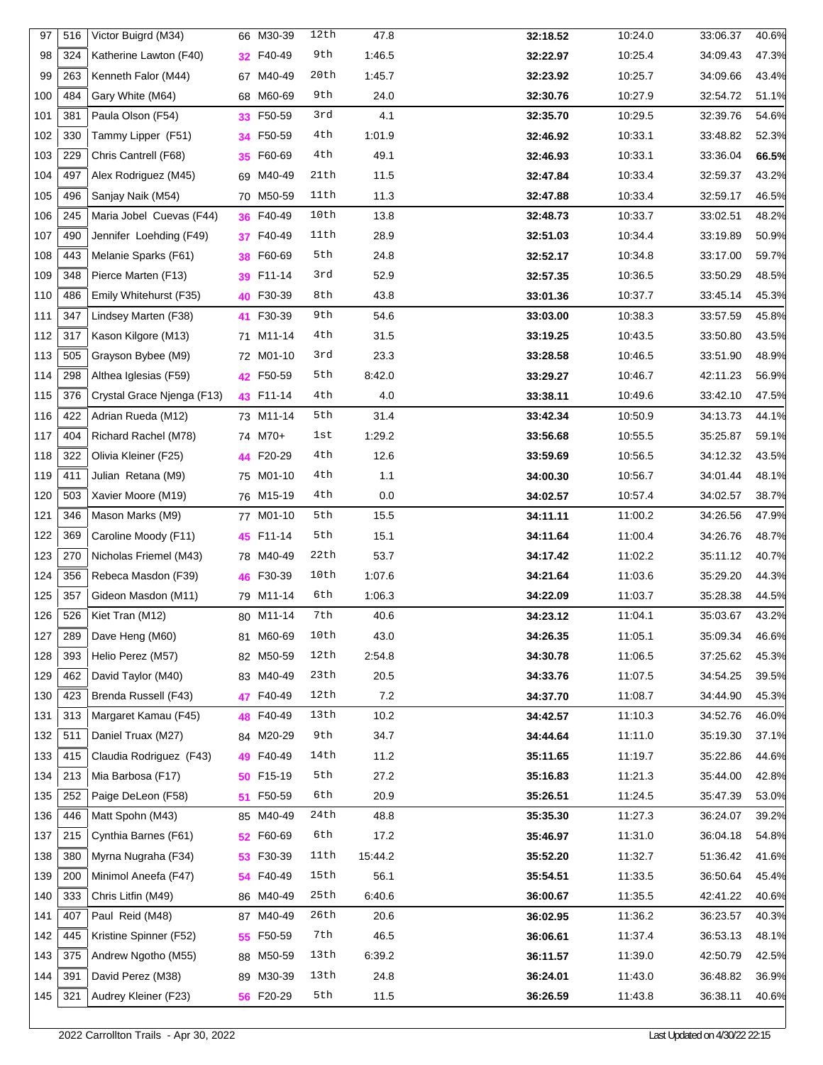| 97 | 516 | Victor Buigrd (M34) | 66 | M30-39 | 12th | 47.8 | 32:18.52 | 10:24.0 | 33:06.37 | 40.6% |
|---|---|---|---|---|---|---|---|---|---|---|
| 98 | 324 | Katherine Lawton (F40) | 32 | F40-49 | 9th | 1:46.5 | 32:22.97 | 10:25.4 | 34:09.43 | 47.3% |
| 99 | 263 | Kenneth Falor (M44) | 67 | M40-49 | 20th | 1:45.7 | 32:23.92 | 10:25.7 | 34:09.66 | 43.4% |
| 100 | 484 | Gary White (M64) | 68 | M60-69 | 9th | 24.0 | 32:30.76 | 10:27.9 | 32:54.72 | 51.1% |
| 101 | 381 | Paula Olson (F54) | 33 | F50-59 | 3rd | 4.1 | 32:35.70 | 10:29.5 | 32:39.76 | 54.6% |
| 102 | 330 | Tammy Lipper (F51) | 34 | F50-59 | 4th | 1:01.9 | 32:46.92 | 10:33.1 | 33:48.82 | 52.3% |
| 103 | 229 | Chris Cantrell (F68) | 35 | F60-69 | 4th | 49.1 | 32:46.93 | 10:33.1 | 33:36.04 | **66.5%** |
| 104 | 497 | Alex Rodriguez (M45) | 69 | M40-49 | 21th | 11.5 | 32:47.84 | 10:33.4 | 32:59.37 | 43.2% |
| 105 | 496 | Sanjay Naik (M54) | 70 | M50-59 | 11th | 11.3 | 32:47.88 | 10:33.4 | 32:59.17 | 46.5% |
| 106 | 245 | Maria Jobel Cuevas (F44) | 36 | F40-49 | 10th | 13.8 | 32:48.73 | 10:33.7 | 33:02.51 | 48.2% |
| 107 | 490 | Jennifer Loehding (F49) | 37 | F40-49 | 11th | 28.9 | 32:51.03 | 10:34.4 | 33:19.89 | 50.9% |
| 108 | 443 | Melanie Sparks (F61) | 38 | F60-69 | 5th | 24.8 | 32:52.17 | 10:34.8 | 33:17.00 | 59.7% |
| 109 | 348 | Pierce Marten (F13) | 39 | F11-14 | 3rd | 52.9 | 32:57.35 | 10:36.5 | 33:50.29 | 48.5% |
| 110 | 486 | Emily Whitehurst (F35) | 40 | F30-39 | 8th | 43.8 | 33:01.36 | 10:37.7 | 33:45.14 | 45.3% |
| 111 | 347 | Lindsey Marten (F38) | 41 | F30-39 | 9th | 54.6 | 33:03.00 | 10:38.3 | 33:57.59 | 45.8% |
| 112 | 317 | Kason Kilgore (M13) | 71 | M11-14 | 4th | 31.5 | 33:19.25 | 10:43.5 | 33:50.80 | 43.5% |
| 113 | 505 | Grayson Bybee (M9) | 72 | M01-10 | 3rd | 23.3 | 33:28.58 | 10:46.5 | 33:51.90 | 48.9% |
| 114 | 298 | Althea Iglesias (F59) | 42 | F50-59 | 5th | 8:42.0 | 33:29.27 | 10:46.7 | 42:11.23 | 56.9% |
| 115 | 376 | Crystal Grace Njenga (F13) | 43 | F11-14 | 4th | 4.0 | 33:38.11 | 10:49.6 | 33:42.10 | 47.5% |
| 116 | 422 | Adrian Rueda (M12) | 73 | M11-14 | 5th | 31.4 | 33:42.34 | 10:50.9 | 34:13.73 | 44.1% |
| 117 | 404 | Richard Rachel (M78) | 74 | M70+ | 1st | 1:29.2 | 33:56.68 | 10:55.5 | 35:25.87 | 59.1% |
| 118 | 322 | Olivia Kleiner (F25) | 44 | F20-29 | 4th | 12.6 | 33:59.69 | 10:56.5 | 34:12.32 | 43.5% |
| 119 | 411 | Julian Retana (M9) | 75 | M01-10 | 4th | 1.1 | 34:00.30 | 10:56.7 | 34:01.44 | 48.1% |
| 120 | 503 | Xavier Moore (M19) | 76 | M15-19 | 4th | 0.0 | 34:02.57 | 10:57.4 | 34:02.57 | 38.7% |
| 121 | 346 | Mason Marks (M9) | 77 | M01-10 | 5th | 15.5 | 34:11.11 | 11:00.2 | 34:26.56 | 47.9% |
| 122 | 369 | Caroline Moody (F11) | 45 | F11-14 | 5th | 15.1 | 34:11.64 | 11:00.4 | 34:26.76 | 48.7% |
| 123 | 270 | Nicholas Friemel (M43) | 78 | M40-49 | 22th | 53.7 | 34:17.42 | 11:02.2 | 35:11.12 | 40.7% |
| 124 | 356 | Rebeca Masdon (F39) | 46 | F30-39 | 10th | 1:07.6 | 34:21.64 | 11:03.6 | 35:29.20 | 44.3% |
| 125 | 357 | Gideon Masdon (M11) | 79 | M11-14 | 6th | 1:06.3 | 34:22.09 | 11:03.7 | 35:28.38 | 44.5% |
| 126 | 526 | Kiet Tran (M12) | 80 | M11-14 | 7th | 40.6 | 34:23.12 | 11:04.1 | 35:03.67 | 43.2% |
| 127 | 289 | Dave Heng (M60) | 81 | M60-69 | 10th | 43.0 | 34:26.35 | 11:05.1 | 35:09.34 | 46.6% |
| 128 | 393 | Helio Perez (M57) | 82 | M50-59 | 12th | 2:54.8 | 34:30.78 | 11:06.5 | 37:25.62 | 45.3% |
| 129 | 462 | David Taylor (M40) | 83 | M40-49 | 23th | 20.5 | 34:33.76 | 11:07.5 | 34:54.25 | 39.5% |
| 130 | 423 | Brenda Russell (F43) | 47 | F40-49 | 12th | 7.2 | 34:37.70 | 11:08.7 | 34:44.90 | 45.3% |
| 131 | 313 | Margaret Kamau (F45) | 48 | F40-49 | 13th | 10.2 | 34:42.57 | 11:10.3 | 34:52.76 | 46.0% |
| 132 | 511 | Daniel Truax (M27) | 84 | M20-29 | 9th | 34.7 | 34:44.64 | 11:11.0 | 35:19.30 | 37.1% |
| 133 | 415 | Claudia Rodriguez (F43) | 49 | F40-49 | 14th | 11.2 | 35:11.65 | 11:19.7 | 35:22.86 | 44.6% |
| 134 | 213 | Mia Barbosa (F17) | 50 | F15-19 | 5th | 27.2 | 35:16.83 | 11:21.3 | 35:44.00 | 42.8% |
| 135 | 252 | Paige DeLeon (F58) | 51 | F50-59 | 6th | 20.9 | 35:26.51 | 11:24.5 | 35:47.39 | 53.0% |
| 136 | 446 | Matt Spohn (M43) | 85 | M40-49 | 24th | 48.8 | 35:35.30 | 11:27.3 | 36:24.07 | 39.2% |
| 137 | 215 | Cynthia Barnes (F61) | 52 | F60-69 | 6th | 17.2 | 35:46.97 | 11:31.0 | 36:04.18 | 54.8% |
| 138 | 380 | Myrna Nugraha (F34) | 53 | F30-39 | 11th | 15:44.2 | 35:52.20 | 11:32.7 | 51:36.42 | 41.6% |
| 139 | 200 | Minimol Aneefa (F47) | 54 | F40-49 | 15th | 56.1 | 35:54.51 | 11:33.5 | 36:50.64 | 45.4% |
| 140 | 333 | Chris Litfin (M49) | 86 | M40-49 | 25th | 6:40.6 | 36:00.67 | 11:35.5 | 42:41.22 | 40.6% |
| 141 | 407 | Paul Reid (M48) | 87 | M40-49 | 26th | 20.6 | 36:02.95 | 11:36.2 | 36:23.57 | 40.3% |
| 142 | 445 | Kristine Spinner (F52) | 55 | F50-59 | 7th | 46.5 | 36:06.61 | 11:37.4 | 36:53.13 | 48.1% |
| 143 | 375 | Andrew Ngotho (M55) | 88 | M50-59 | 13th | 6:39.2 | 36:11.57 | 11:39.0 | 42:50.79 | 42.5% |
| 144 | 391 | David Perez (M38) | 89 | M30-39 | 13th | 24.8 | 36:24.01 | 11:43.0 | 36:48.82 | 36.9% |
| 145 | 321 | Audrey Kleiner (F23) | 56 | F20-29 | 5th | 11.5 | 36:26.59 | 11:43.8 | 36:38.11 | 40.6% |

2022 Carrollton Trails - Apr 30, 2022

Last Updated on 4/30/22 22:15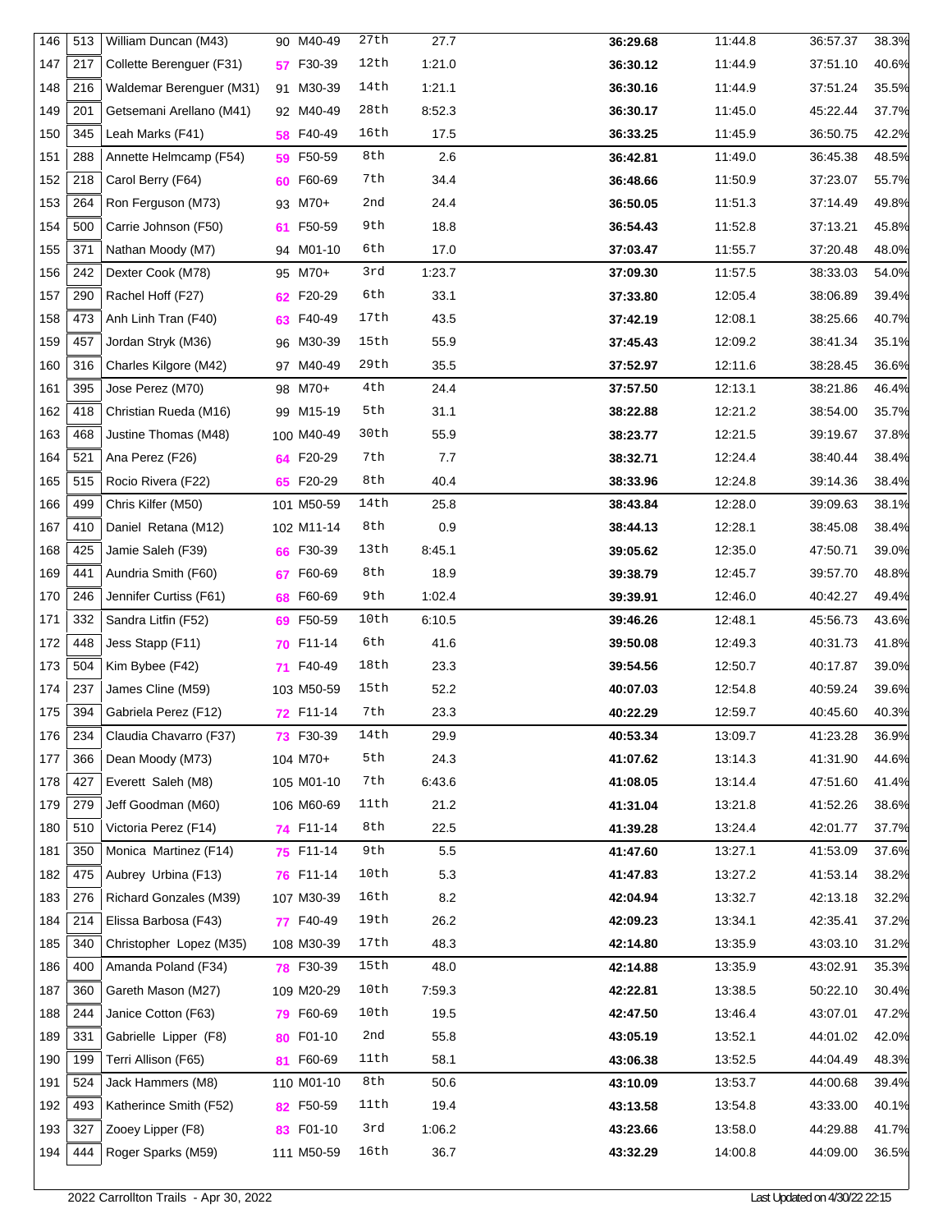| | | | | | | | | | | |
|---|---|---|---|---|---|---|---|---|---|---|
| 146 | 513 | William Duncan (M43) | 90 | M40-49 | 27th | 27.7 | 36:29.68 | 11:44.8 | 36:57.37 | 38.3% |
| 147 | 217 | Collette Berenguer (F31) | 57 | F30-39 | 12th | 1:21.0 | 36:30.12 | 11:44.9 | 37:51.10 | 40.6% |
| 148 | 216 | Waldemar Berenguer (M31) | 91 | M30-39 | 14th | 1:21.1 | 36:30.16 | 11:44.9 | 37:51.24 | 35.5% |
| 149 | 201 | Getsemani Arellano (M41) | 92 | M40-49 | 28th | 8:52.3 | 36:30.17 | 11:45.0 | 45:22.44 | 37.7% |
| 150 | 345 | Leah Marks (F41) | 58 | F40-49 | 16th | 17.5 | 36:33.25 | 11:45.9 | 36:50.75 | 42.2% |
| 151 | 288 | Annette Helmcamp (F54) | 59 | F50-59 | 8th | 2.6 | 36:42.81 | 11:49.0 | 36:45.38 | 48.5% |
| 152 | 218 | Carol Berry (F64) | 60 | F60-69 | 7th | 34.4 | 36:48.66 | 11:50.9 | 37:23.07 | 55.7% |
| 153 | 264 | Ron Ferguson (M73) | 93 | M70+ | 2nd | 24.4 | 36:50.05 | 11:51.3 | 37:14.49 | 49.8% |
| 154 | 500 | Carrie Johnson (F50) | 61 | F50-59 | 9th | 18.8 | 36:54.43 | 11:52.8 | 37:13.21 | 45.8% |
| 155 | 371 | Nathan Moody (M7) | 94 | M01-10 | 6th | 17.0 | 37:03.47 | 11:55.7 | 37:20.48 | 48.0% |
| 156 | 242 | Dexter Cook (M78) | 95 | M70+ | 3rd | 1:23.7 | 37:09.30 | 11:57.5 | 38:33.03 | 54.0% |
| 157 | 290 | Rachel Hoff (F27) | 62 | F20-29 | 6th | 33.1 | 37:33.80 | 12:05.4 | 38:06.89 | 39.4% |
| 158 | 473 | Anh Linh Tran (F40) | 63 | F40-49 | 17th | 43.5 | 37:42.19 | 12:08.1 | 38:25.66 | 40.7% |
| 159 | 457 | Jordan Stryk (M36) | 96 | M30-39 | 15th | 55.9 | 37:45.43 | 12:09.2 | 38:41.34 | 35.1% |
| 160 | 316 | Charles Kilgore (M42) | 97 | M40-49 | 29th | 35.5 | 37:52.97 | 12:11.6 | 38:28.45 | 36.6% |
| 161 | 395 | Jose Perez (M70) | 98 | M70+ | 4th | 24.4 | 37:57.50 | 12:13.1 | 38:21.86 | 46.4% |
| 162 | 418 | Christian Rueda (M16) | 99 | M15-19 | 5th | 31.1 | 38:22.88 | 12:21.2 | 38:54.00 | 35.7% |
| 163 | 468 | Justine Thomas (M48) | 100 | M40-49 | 30th | 55.9 | 38:23.77 | 12:21.5 | 39:19.67 | 37.8% |
| 164 | 521 | Ana Perez (F26) | 64 | F20-29 | 7th | 7.7 | 38:32.71 | 12:24.4 | 38:40.44 | 38.4% |
| 165 | 515 | Rocio Rivera (F22) | 65 | F20-29 | 8th | 40.4 | 38:33.96 | 12:24.8 | 39:14.36 | 38.4% |
| 166 | 499 | Chris Kilfer (M50) | 101 | M50-59 | 14th | 25.8 | 38:43.84 | 12:28.0 | 39:09.63 | 38.1% |
| 167 | 410 | Daniel Retana (M12) | 102 | M11-14 | 8th | 0.9 | 38:44.13 | 12:28.1 | 38:45.08 | 38.4% |
| 168 | 425 | Jamie Saleh (F39) | 66 | F30-39 | 13th | 8:45.1 | 39:05.62 | 12:35.0 | 47:50.71 | 39.0% |
| 169 | 441 | Aundria Smith (F60) | 67 | F60-69 | 8th | 18.9 | 39:38.79 | 12:45.7 | 39:57.70 | 48.8% |
| 170 | 246 | Jennifer Curtiss (F61) | 68 | F60-69 | 9th | 1:02.4 | 39:39.91 | 12:46.0 | 40:42.27 | 49.4% |
| 171 | 332 | Sandra Litfin (F52) | 69 | F50-59 | 10th | 6:10.5 | 39:46.26 | 12:48.1 | 45:56.73 | 43.6% |
| 172 | 448 | Jess Stapp (F11) | 70 | F11-14 | 6th | 41.6 | 39:50.08 | 12:49.3 | 40:31.73 | 41.8% |
| 173 | 504 | Kim Bybee (F42) | 71 | F40-49 | 18th | 23.3 | 39:54.56 | 12:50.7 | 40:17.87 | 39.0% |
| 174 | 237 | James Cline (M59) | 103 | M50-59 | 15th | 52.2 | 40:07.03 | 12:54.8 | 40:59.24 | 39.6% |
| 175 | 394 | Gabriela Perez (F12) | 72 | F11-14 | 7th | 23.3 | 40:22.29 | 12:59.7 | 40:45.60 | 40.3% |
| 176 | 234 | Claudia Chavarro (F37) | 73 | F30-39 | 14th | 29.9 | 40:53.34 | 13:09.7 | 41:23.28 | 36.9% |
| 177 | 366 | Dean Moody (M73) | 104 | M70+ | 5th | 24.3 | 41:07.62 | 13:14.3 | 41:31.90 | 44.6% |
| 178 | 427 | Everett Saleh (M8) | 105 | M01-10 | 7th | 6:43.6 | 41:08.05 | 13:14.4 | 47:51.60 | 41.4% |
| 179 | 279 | Jeff Goodman (M60) | 106 | M60-69 | 11th | 21.2 | 41:31.04 | 13:21.8 | 41:52.26 | 38.6% |
| 180 | 510 | Victoria Perez (F14) | 74 | F11-14 | 8th | 22.5 | 41:39.28 | 13:24.4 | 42:01.77 | 37.7% |
| 181 | 350 | Monica Martinez (F14) | 75 | F11-14 | 9th | 5.5 | 41:47.60 | 13:27.1 | 41:53.09 | 37.6% |
| 182 | 475 | Aubrey Urbina (F13) | 76 | F11-14 | 10th | 5.3 | 41:47.83 | 13:27.2 | 41:53.14 | 38.2% |
| 183 | 276 | Richard Gonzales (M39) | 107 | M30-39 | 16th | 8.2 | 42:04.94 | 13:32.7 | 42:13.18 | 32.2% |
| 184 | 214 | Elissa Barbosa (F43) | 77 | F40-49 | 19th | 26.2 | 42:09.23 | 13:34.1 | 42:35.41 | 37.2% |
| 185 | 340 | Christopher Lopez (M35) | 108 | M30-39 | 17th | 48.3 | 42:14.80 | 13:35.9 | 43:03.10 | 31.2% |
| 186 | 400 | Amanda Poland (F34) | 78 | F30-39 | 15th | 48.0 | 42:14.88 | 13:35.9 | 43:02.91 | 35.3% |
| 187 | 360 | Gareth Mason (M27) | 109 | M20-29 | 10th | 7:59.3 | 42:22.81 | 13:38.5 | 50:22.10 | 30.4% |
| 188 | 244 | Janice Cotton (F63) | 79 | F60-69 | 10th | 19.5 | 42:47.50 | 13:46.4 | 43:07.01 | 47.2% |
| 189 | 331 | Gabrielle Lipper (F8) | 80 | F01-10 | 2nd | 55.8 | 43:05.19 | 13:52.1 | 44:01.02 | 42.0% |
| 190 | 199 | Terri Allison (F65) | 81 | F60-69 | 11th | 58.1 | 43:06.38 | 13:52.5 | 44:04.49 | 48.3% |
| 191 | 524 | Jack Hammers (M8) | 110 | M01-10 | 8th | 50.6 | 43:10.09 | 13:53.7 | 44:00.68 | 39.4% |
| 192 | 493 | Katherince Smith (F52) | 82 | F50-59 | 11th | 19.4 | 43:13.58 | 13:54.8 | 43:33.00 | 40.1% |
| 193 | 327 | Zooey Lipper (F8) | 83 | F01-10 | 3rd | 1:06.2 | 43:23.66 | 13:58.0 | 44:29.88 | 41.7% |
| 194 | 444 | Roger Sparks (M59) | 111 | M50-59 | 16th | 36.7 | 43:32.29 | 14:00.8 | 44:09.00 | 36.5% |

2022 Carrollton Trails - Apr 30, 2022

Last Updated on 4/30/22 22:15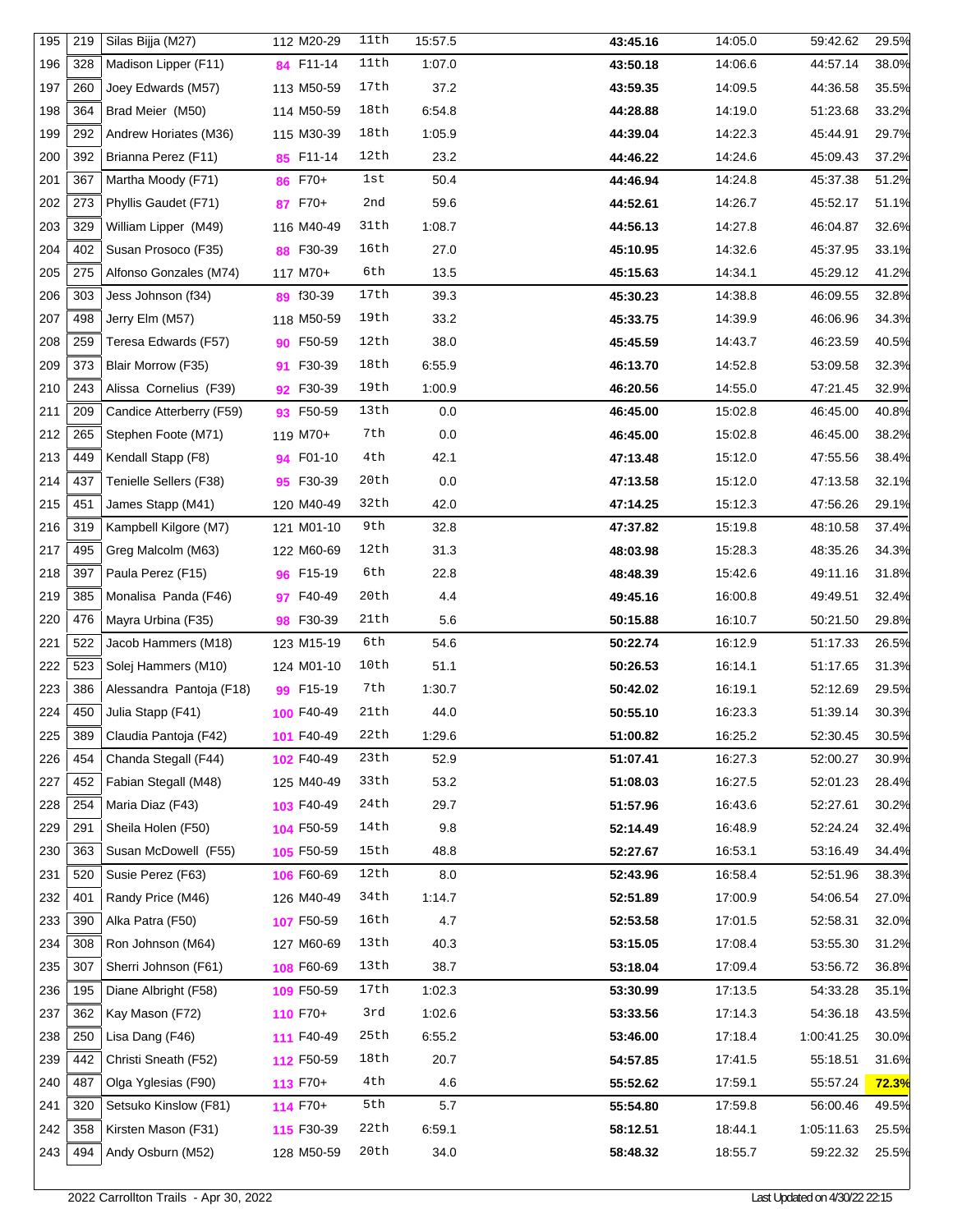| | | | | | | | | | | |
|---|---|---|---|---|---|---|---|---|---|---|
| 195 | 219 | Silas Bijja (M27) | 112 | M20-29 | 11th | 15:57.5 | **43:45.16** | 14:05.0 | 59:42.62 | 29.5% |
| 196 | 328 | Madison Lipper (F11) | 84 | F11-14 | 11th | 1:07.0 | **43:50.18** | 14:06.6 | 44:57.14 | 38.0% |
| 197 | 260 | Joey Edwards (M57) | 113 | M50-59 | 17th | 37.2 | **43:59.35** | 14:09.5 | 44:36.58 | 35.5% |
| 198 | 364 | Brad Meier (M50) | 114 | M50-59 | 18th | 6:54.8 | **44:28.88** | 14:19.0 | 51:23.68 | 33.2% |
| 199 | 292 | Andrew Horiates (M36) | 115 | M30-39 | 18th | 1:05.9 | **44:39.04** | 14:22.3 | 45:44.91 | 29.7% |
| 200 | 392 | Brianna Perez (F11) | 85 | F11-14 | 12th | 23.2 | **44:46.22** | 14:24.6 | 45:09.43 | 37.2% |
| 201 | 367 | Martha Moody (F71) | 86 | F70+ | 1st | 50.4 | **44:46.94** | 14:24.8 | 45:37.38 | 51.2% |
| 202 | 273 | Phyllis Gaudet (F71) | 87 | F70+ | 2nd | 59.6 | **44:52.61** | 14:26.7 | 45:52.17 | 51.1% |
| 203 | 329 | William Lipper (M49) | 116 | M40-49 | 31th | 1:08.7 | **44:56.13** | 14:27.8 | 46:04.87 | 32.6% |
| 204 | 402 | Susan Prosoco (F35) | 88 | F30-39 | 16th | 27.0 | **45:10.95** | 14:32.6 | 45:37.95 | 33.1% |
| 205 | 275 | Alfonso Gonzales (M74) | 117 | M70+ | 6th | 13.5 | **45:15.63** | 14:34.1 | 45:29.12 | 41.2% |
| 206 | 303 | Jess Johnson (f34) | 89 | f30-39 | 17th | 39.3 | **45:30.23** | 14:38.8 | 46:09.55 | 32.8% |
| 207 | 498 | Jerry Elm (M57) | 118 | M50-59 | 19th | 33.2 | **45:33.75** | 14:39.9 | 46:06.96 | 34.3% |
| 208 | 259 | Teresa Edwards (F57) | 90 | F50-59 | 12th | 38.0 | **45:45.59** | 14:43.7 | 46:23.59 | 40.5% |
| 209 | 373 | Blair Morrow (F35) | 91 | F30-39 | 18th | 6:55.9 | **46:13.70** | 14:52.8 | 53:09.58 | 32.3% |
| 210 | 243 | Alissa Cornelius (F39) | 92 | F30-39 | 19th | 1:00.9 | **46:20.56** | 14:55.0 | 47:21.45 | 32.9% |
| 211 | 209 | Candice Atterberry (F59) | 93 | F50-59 | 13th | 0.0 | **46:45.00** | 15:02.8 | 46:45.00 | 40.8% |
| 212 | 265 | Stephen Foote (M71) | 119 | M70+ | 7th | 0.0 | **46:45.00** | 15:02.8 | 46:45.00 | 38.2% |
| 213 | 449 | Kendall Stapp (F8) | 94 | F01-10 | 4th | 42.1 | **47:13.48** | 15:12.0 | 47:55.56 | 38.4% |
| 214 | 437 | Tenielle Sellers (F38) | 95 | F30-39 | 20th | 0.0 | **47:13.58** | 15:12.0 | 47:13.58 | 32.1% |
| 215 | 451 | James Stapp (M41) | 120 | M40-49 | 32th | 42.0 | **47:14.25** | 15:12.3 | 47:56.26 | 29.1% |
| 216 | 319 | Kampbell Kilgore (M7) | 121 | M01-10 | 9th | 32.8 | **47:37.82** | 15:19.8 | 48:10.58 | 37.4% |
| 217 | 495 | Greg Malcolm (M63) | 122 | M60-69 | 12th | 31.3 | **48:03.98** | 15:28.3 | 48:35.26 | 34.3% |
| 218 | 397 | Paula Perez (F15) | 96 | F15-19 | 6th | 22.8 | **48:48.39** | 15:42.6 | 49:11.16 | 31.8% |
| 219 | 385 | Monalisa Panda (F46) | 97 | F40-49 | 20th | 4.4 | **49:45.16** | 16:00.8 | 49:49.51 | 32.4% |
| 220 | 476 | Mayra Urbina (F35) | 98 | F30-39 | 21th | 5.6 | **50:15.88** | 16:10.7 | 50:21.50 | 29.8% |
| 221 | 522 | Jacob Hammers (M18) | 123 | M15-19 | 6th | 54.6 | **50:22.74** | 16:12.9 | 51:17.33 | 26.5% |
| 222 | 523 | Solej Hammers (M10) | 124 | M01-10 | 10th | 51.1 | **50:26.53** | 16:14.1 | 51:17.65 | 31.3% |
| 223 | 386 | Alessandra Pantoja (F18) | 99 | F15-19 | 7th | 1:30.7 | **50:42.02** | 16:19.1 | 52:12.69 | 29.5% |
| 224 | 450 | Julia Stapp (F41) | 100 | F40-49 | 21th | 44.0 | **50:55.10** | 16:23.3 | 51:39.14 | 30.3% |
| 225 | 389 | Claudia Pantoja (F42) | 101 | F40-49 | 22th | 1:29.6 | **51:00.82** | 16:25.2 | 52:30.45 | 30.5% |
| 226 | 454 | Chanda Stegall (F44) | 102 | F40-49 | 23th | 52.9 | **51:07.41** | 16:27.3 | 52:00.27 | 30.9% |
| 227 | 452 | Fabian Stegall (M48) | 125 | M40-49 | 33th | 53.2 | **51:08.03** | 16:27.5 | 52:01.23 | 28.4% |
| 228 | 254 | Maria Diaz (F43) | 103 | F40-49 | 24th | 29.7 | **51:57.96** | 16:43.6 | 52:27.61 | 30.2% |
| 229 | 291 | Sheila Holen (F50) | 104 | F50-59 | 14th | 9.8 | **52:14.49** | 16:48.9 | 52:24.24 | 32.4% |
| 230 | 363 | Susan McDowell (F55) | 105 | F50-59 | 15th | 48.8 | **52:27.67** | 16:53.1 | 53:16.49 | 34.4% |
| 231 | 520 | Susie Perez (F63) | 106 | F60-69 | 12th | 8.0 | **52:43.96** | 16:58.4 | 52:51.96 | 38.3% |
| 232 | 401 | Randy Price (M46) | 126 | M40-49 | 34th | 1:14.7 | **52:51.89** | 17:00.9 | 54:06.54 | 27.0% |
| 233 | 390 | Alka Patra (F50) | 107 | F50-59 | 16th | 4.7 | **52:53.58** | 17:01.5 | 52:58.31 | 32.0% |
| 234 | 308 | Ron Johnson (M64) | 127 | M60-69 | 13th | 40.3 | **53:15.05** | 17:08.4 | 53:55.30 | 31.2% |
| 235 | 307 | Sherri Johnson (F61) | 108 | F60-69 | 13th | 38.7 | **53:18.04** | 17:09.4 | 53:56.72 | 36.8% |
| 236 | 195 | Diane Albright (F58) | 109 | F50-59 | 17th | 1:02.3 | **53:30.99** | 17:13.5 | 54:33.28 | 35.1% |
| 237 | 362 | Kay Mason (F72) | 110 | F70+ | 3rd | 1:02.6 | **53:33.56** | 17:14.3 | 54:36.18 | 43.5% |
| 238 | 250 | Lisa Dang (F46) | 111 | F40-49 | 25th | 6:55.2 | **53:46.00** | 17:18.4 | 1:00:41.25 | 30.0% |
| 239 | 442 | Christi Sneath (F52) | 112 | F50-59 | 18th | 20.7 | **54:57.85** | 17:41.5 | 55:18.51 | 31.6% |
| 240 | 487 | Olga Yglesias (F90) | 113 | F70+ | 4th | 4.6 | **55:52.62** | 17:59.1 | 55:57.24 | **72.3%** |
| 241 | 320 | Setsuko Kinslow (F81) | 114 | F70+ | 5th | 5.7 | **55:54.80** | 17:59.8 | 56:00.46 | 49.5% |
| 242 | 358 | Kirsten Mason (F31) | 115 | F30-39 | 22th | 6:59.1 | **58:12.51** | 18:44.1 | 1:05:11.63 | 25.5% |
| 243 | 494 | Andy Osburn (M52) | 128 | M50-59 | 20th | 34.0 | **58:48.32** | 18:55.7 | 59:22.32 | 25.5% |

2022 Carrollton Trails - Apr 30, 2022

Last Updated on 4/30/22 22:15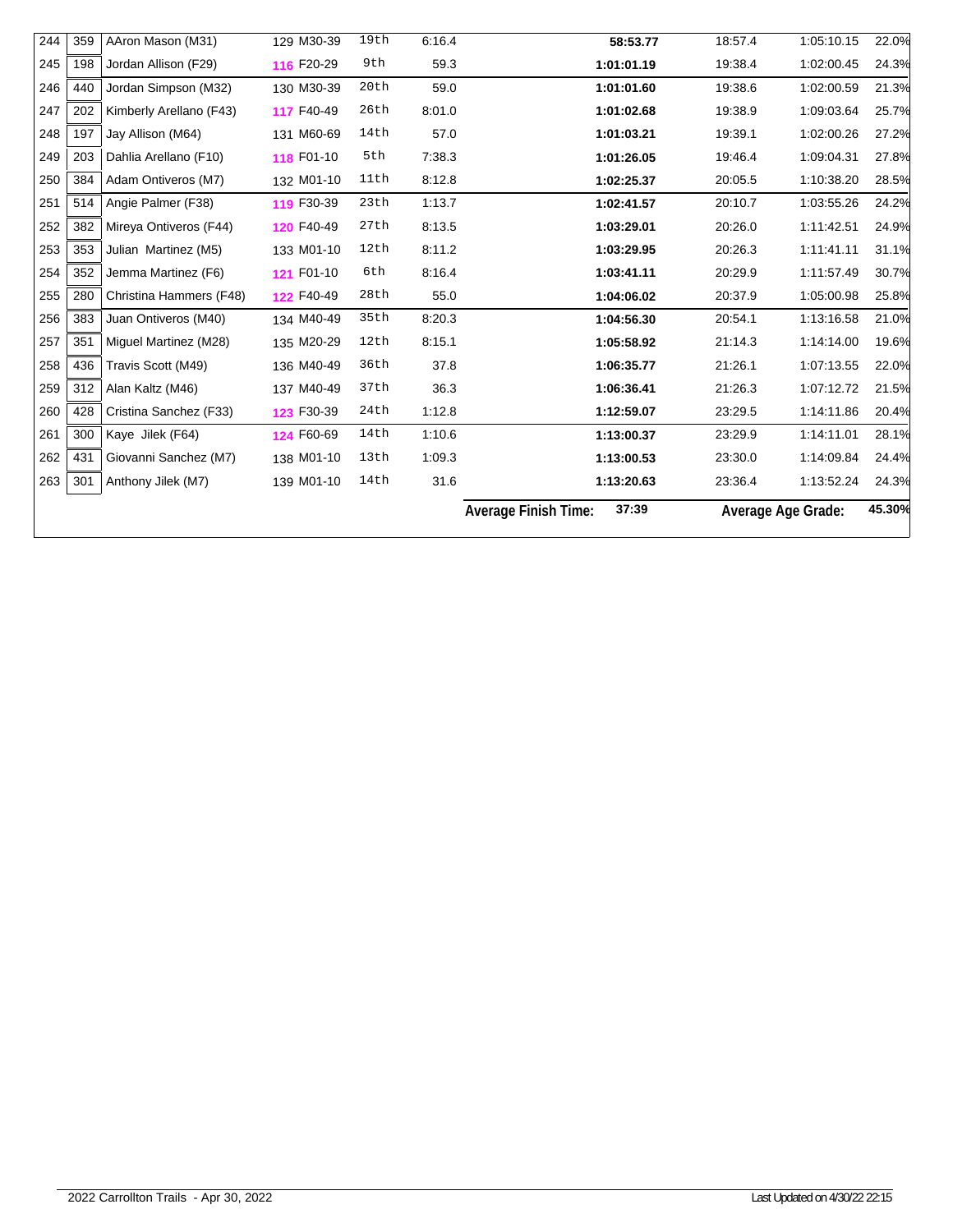| | | | | | | | | | | |
|---|---|---|---|---|---|---|---|---|---|---|
| 244 | 359 | AAron Mason (M31) | 129 | M30-39 | 19th | 6:16.4 | 58:53.77 | 18:57.4 | 1:05:10.15 | 22.0% |
| 245 | 198 | Jordan Allison (F29) | 116 | F20-29 | 9th | 59.3 | 1:01:01.19 | 19:38.4 | 1:02:00.45 | 24.3% |
| 246 | 440 | Jordan Simpson (M32) | 130 | M30-39 | 20th | 59.0 | 1:01:01.60 | 19:38.6 | 1:02:00.59 | 21.3% |
| 247 | 202 | Kimberly Arellano (F43) | 117 | F40-49 | 26th | 8:01.0 | 1:01:02.68 | 19:38.9 | 1:09:03.64 | 25.7% |
| 248 | 197 | Jay Allison (M64) | 131 | M60-69 | 14th | 57.0 | 1:01:03.21 | 19:39.1 | 1:02:00.26 | 27.2% |
| 249 | 203 | Dahlia Arellano (F10) | 118 | F01-10 | 5th | 7:38.3 | 1:01:26.05 | 19:46.4 | 1:09:04.31 | 27.8% |
| 250 | 384 | Adam Ontiveros (M7) | 132 | M01-10 | 11th | 8:12.8 | 1:02:25.37 | 20:05.5 | 1:10:38.20 | 28.5% |
| 251 | 514 | Angie Palmer (F38) | 119 | F30-39 | 23th | 1:13.7 | 1:02:41.57 | 20:10.7 | 1:03:55.26 | 24.2% |
| 252 | 382 | Mireya Ontiveros (F44) | 120 | F40-49 | 27th | 8:13.5 | 1:03:29.01 | 20:26.0 | 1:11:42.51 | 24.9% |
| 253 | 353 | Julian Martinez (M5) | 133 | M01-10 | 12th | 8:11.2 | 1:03:29.95 | 20:26.3 | 1:11:41.11 | 31.1% |
| 254 | 352 | Jemma Martinez (F6) | 121 | F01-10 | 6th | 8:16.4 | 1:03:41.11 | 20:29.9 | 1:11:57.49 | 30.7% |
| 255 | 280 | Christina Hammers (F48) | 122 | F40-49 | 28th | 55.0 | 1:04:06.02 | 20:37.9 | 1:05:00.98 | 25.8% |
| 256 | 383 | Juan Ontiveros (M40) | 134 | M40-49 | 35th | 8:20.3 | 1:04:56.30 | 20:54.1 | 1:13:16.58 | 21.0% |
| 257 | 351 | Miguel Martinez (M28) | 135 | M20-29 | 12th | 8:15.1 | 1:05:58.92 | 21:14.3 | 1:14:14.00 | 19.6% |
| 258 | 436 | Travis Scott (M49) | 136 | M40-49 | 36th | 37.8 | 1:06:35.77 | 21:26.1 | 1:07:13.55 | 22.0% |
| 259 | 312 | Alan Kaltz (M46) | 137 | M40-49 | 37th | 36.3 | 1:06:36.41 | 21:26.3 | 1:07:12.72 | 21.5% |
| 260 | 428 | Cristina Sanchez (F33) | 123 | F30-39 | 24th | 1:12.8 | 1:12:59.07 | 23:29.5 | 1:14:11.86 | 20.4% |
| 261 | 300 | Kaye Jilek (F64) | 124 | F60-69 | 14th | 1:10.6 | 1:13:00.37 | 23:29.9 | 1:14:11.01 | 28.1% |
| 262 | 431 | Giovanni Sanchez (M7) | 138 | M01-10 | 13th | 1:09.3 | 1:13:00.53 | 23:30.0 | 1:14:09.84 | 24.4% |
| 263 | 301 | Anthony Jilek (M7) | 139 | M01-10 | 14th | 31.6 | 1:13:20.63 | 23:36.4 | 1:13:52.24 | 24.3% |

**Average Finish Time:** 37:39 **Average Age Grade:** 45.30%

2022 Carrollton Trails - Apr 30, 2022

Last Updated on 4/30/22 22:15